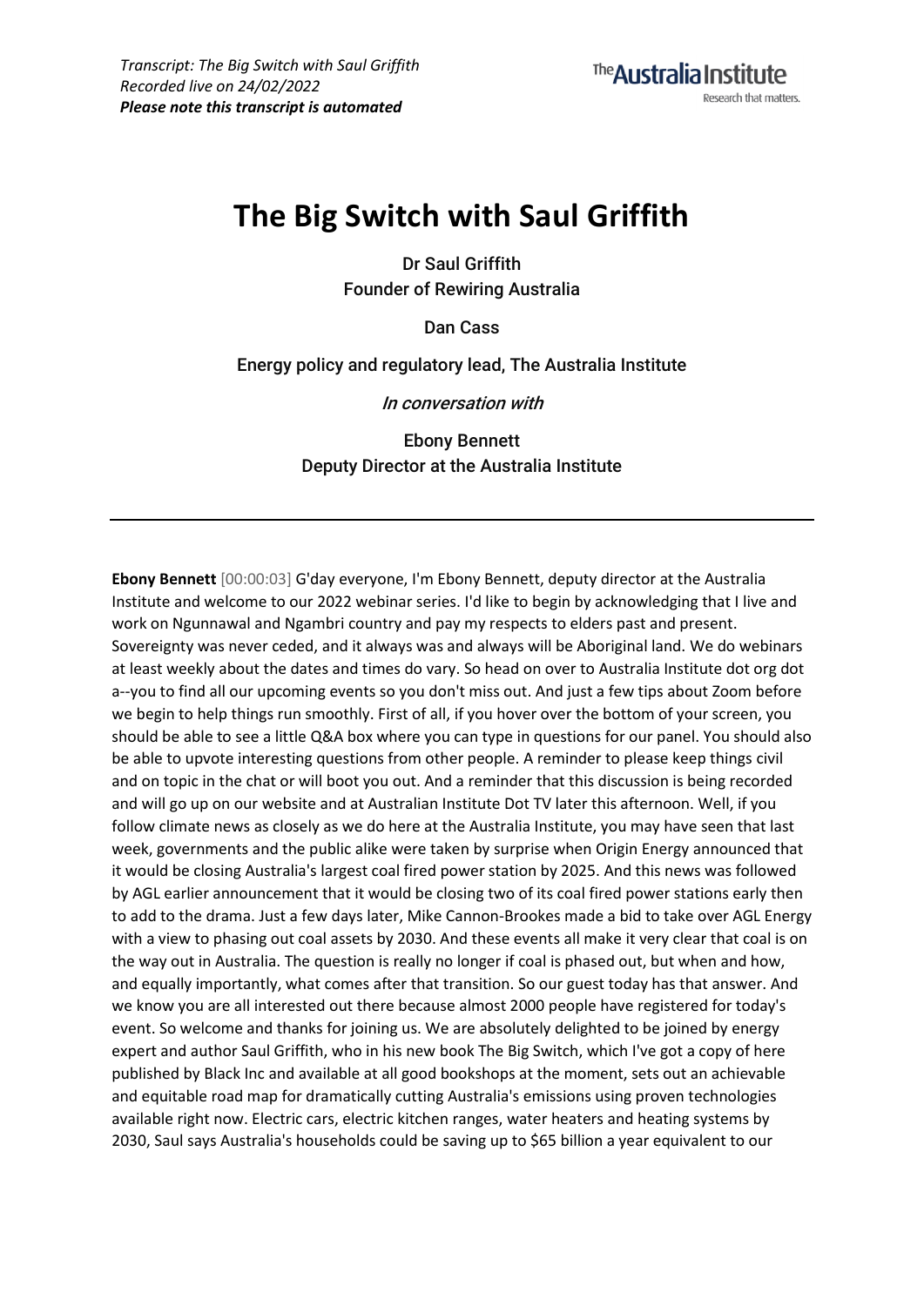*Transcript: The Big Switch with Saul Griffith*
*Recorded live on 24/02/2022*
***Please note this transcript is automated***

# The Big Switch with Saul Griffith

Dr Saul Griffith
Founder of Rewiring Australia

Dan Cass

Energy policy and regulatory lead, The Australia Institute

*In conversation with*

Ebony Bennett
Deputy Director at the Australia Institute

---

**Ebony Bennett** [00:00:03] G'day everyone, I'm Ebony Bennett, deputy director at the Australia Institute and welcome to our 2022 webinar series. I'd like to begin by acknowledging that I live and work on Ngunnawal and Ngambri country and pay my respects to elders past and present. Sovereignty was never ceded, and it always was and always will be Aboriginal land. We do webinars at least weekly about the dates and times do vary. So head on over to Australia Institute dot org dot a--you to find all our upcoming events so you don't miss out. And just a few tips about Zoom before we begin to help things run smoothly. First of all, if you hover over the bottom of your screen, you should be able to see a little Q&A box where you can type in questions for our panel. You should also be able to upvote interesting questions from other people. A reminder to please keep things civil and on topic in the chat or will boot you out. And a reminder that this discussion is being recorded and will go up on our website and at Australian Institute Dot TV later this afternoon. Well, if you follow climate news as closely as we do here at the Australia Institute, you may have seen that last week, governments and the public alike were taken by surprise when Origin Energy announced that it would be closing Australia's largest coal fired power station by 2025. And this news was followed by AGL earlier announcement that it would be closing two of its coal fired power stations early then to add to the drama. Just a few days later, Mike Cannon-Brookes made a bid to take over AGL Energy with a view to phasing out coal assets by 2030. And these events all make it very clear that coal is on the way out in Australia. The question is really no longer if coal is phased out, but when and how, and equally importantly, what comes after that transition. So our guest today has that answer. And we know you are all interested out there because almost 2000 people have registered for today's event. So welcome and thanks for joining us. We are absolutely delighted to be joined by energy expert and author Saul Griffith, who in his new book The Big Switch, which I've got a copy of here published by Black Inc and available at all good bookshops at the moment, sets out an achievable and equitable road map for dramatically cutting Australia's emissions using proven technologies available right now. Electric cars, electric kitchen ranges, water heaters and heating systems by 2030, Saul says Australia's households could be saving up to $65 billion a year equivalent to our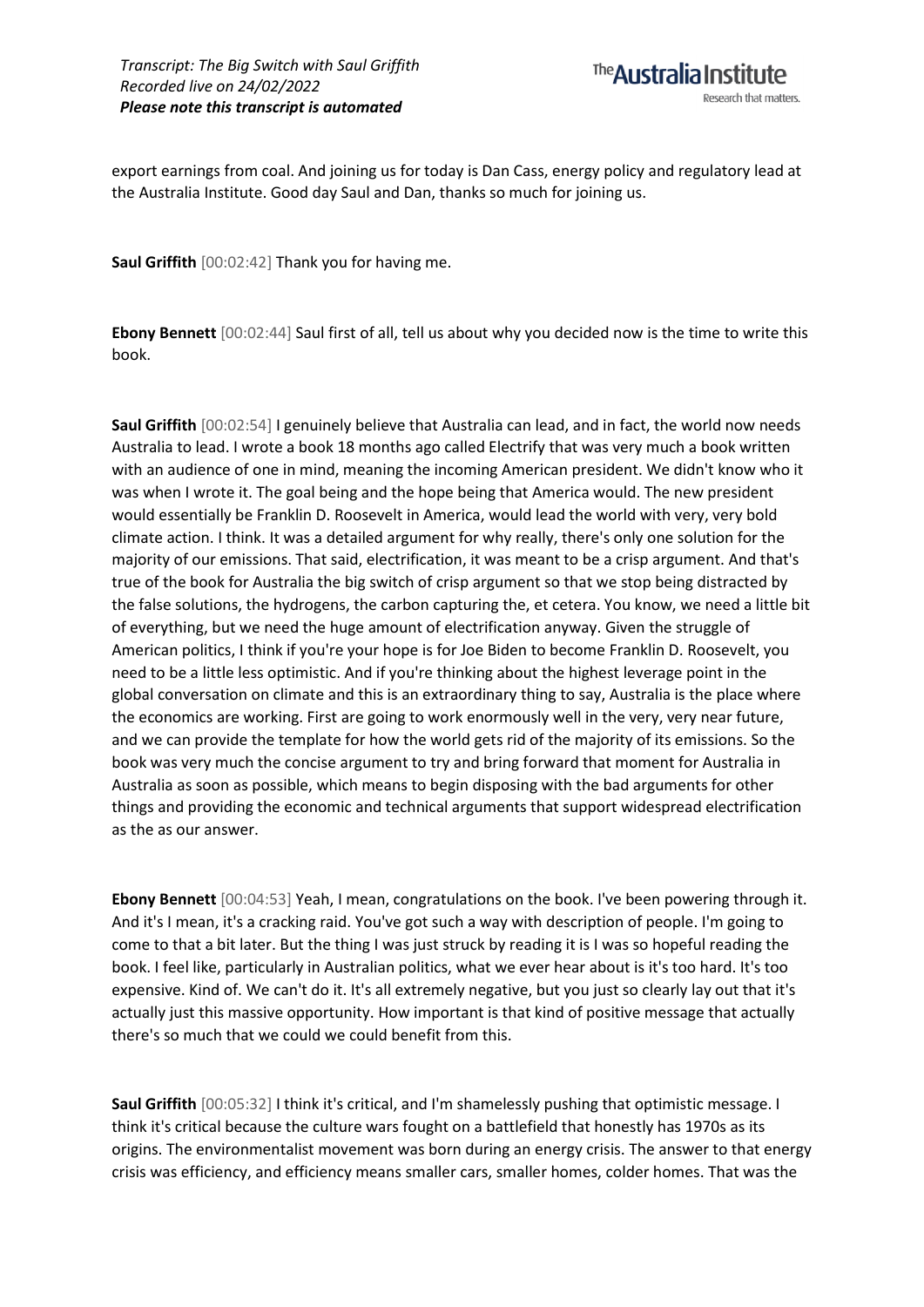export earnings from coal. And joining us for today is Dan Cass, energy policy and regulatory lead at the Australia Institute. Good day Saul and Dan, thanks so much for joining us.

**Saul Griffith** [00:02:42] Thank you for having me.

**Ebony Bennett** [00:02:44] Saul first of all, tell us about why you decided now is the time to write this book.

**Saul Griffith** [00:02:54] I genuinely believe that Australia can lead, and in fact, the world now needs Australia to lead. I wrote a book 18 months ago called Electrify that was very much a book written with an audience of one in mind, meaning the incoming American president. We didn't know who it was when I wrote it. The goal being and the hope being that America would. The new president would essentially be Franklin D. Roosevelt in America, would lead the world with very, very bold climate action. I think. It was a detailed argument for why really, there's only one solution for the majority of our emissions. That said, electrification, it was meant to be a crisp argument. And that's true of the book for Australia the big switch of crisp argument so that we stop being distracted by the false solutions, the hydrogens, the carbon capturing the, et cetera. You know, we need a little bit of everything, but we need the huge amount of electrification anyway. Given the struggle of American politics, I think if you're your hope is for Joe Biden to become Franklin D. Roosevelt, you need to be a little less optimistic. And if you're thinking about the highest leverage point in the global conversation on climate and this is an extraordinary thing to say, Australia is the place where the economics are working. First are going to work enormously well in the very, very near future, and we can provide the template for how the world gets rid of the majority of its emissions. So the book was very much the concise argument to try and bring forward that moment for Australia in Australia as soon as possible, which means to begin disposing with the bad arguments for other things and providing the economic and technical arguments that support widespread electrification as the as our answer.

**Ebony Bennett** [00:04:53] Yeah, I mean, congratulations on the book. I've been powering through it. And it's I mean, it's a cracking raid. You've got such a way with description of people. I'm going to come to that a bit later. But the thing I was just struck by reading it is I was so hopeful reading the book. I feel like, particularly in Australian politics, what we ever hear about is it's too hard. It's too expensive. Kind of. We can't do it. It's all extremely negative, but you just so clearly lay out that it's actually just this massive opportunity. How important is that kind of positive message that actually there's so much that we could we could benefit from this.

**Saul Griffith** [00:05:32] I think it's critical, and I'm shamelessly pushing that optimistic message. I think it's critical because the culture wars fought on a battlefield that honestly has 1970s as its origins. The environmentalist movement was born during an energy crisis. The answer to that energy crisis was efficiency, and efficiency means smaller cars, smaller homes, colder homes. That was the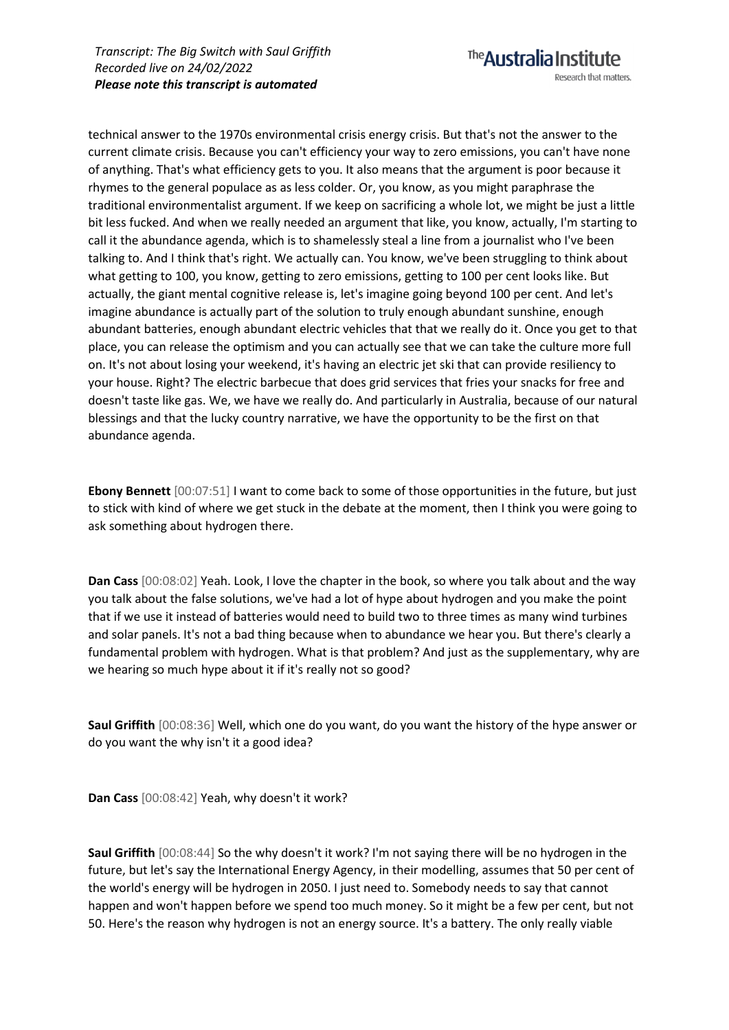technical answer to the 1970s environmental crisis energy crisis. But that's not the answer to the current climate crisis. Because you can't efficiency your way to zero emissions, you can't have none of anything. That's what efficiency gets to you. It also means that the argument is poor because it rhymes to the general populace as as less colder. Or, you know, as you might paraphrase the traditional environmentalist argument. If we keep on sacrificing a whole lot, we might be just a little bit less fucked. And when we really needed an argument that like, you know, actually, I'm starting to call it the abundance agenda, which is to shamelessly steal a line from a journalist who I've been talking to. And I think that's right. We actually can. You know, we've been struggling to think about what getting to 100, you know, getting to zero emissions, getting to 100 per cent looks like. But actually, the giant mental cognitive release is, let's imagine going beyond 100 per cent. And let's imagine abundance is actually part of the solution to truly enough abundant sunshine, enough abundant batteries, enough abundant electric vehicles that that we really do it. Once you get to that place, you can release the optimism and you can actually see that we can take the culture more full on. It's not about losing your weekend, it's having an electric jet ski that can provide resiliency to your house. Right? The electric barbecue that does grid services that fries your snacks for free and doesn't taste like gas. We, we have we really do. And particularly in Australia, because of our natural blessings and that the lucky country narrative, we have the opportunity to be the first on that abundance agenda.

**Ebony Bennett** [00:07:51] I want to come back to some of those opportunities in the future, but just to stick with kind of where we get stuck in the debate at the moment, then I think you were going to ask something about hydrogen there.

**Dan Cass** [00:08:02] Yeah. Look, I love the chapter in the book, so where you talk about and the way you talk about the false solutions, we've had a lot of hype about hydrogen and you make the point that if we use it instead of batteries would need to build two to three times as many wind turbines and solar panels. It's not a bad thing because when to abundance we hear you. But there's clearly a fundamental problem with hydrogen. What is that problem? And just as the supplementary, why are we hearing so much hype about it if it's really not so good?

**Saul Griffith** [00:08:36] Well, which one do you want, do you want the history of the hype answer or do you want the why isn't it a good idea?

**Dan Cass** [00:08:42] Yeah, why doesn't it work?

**Saul Griffith** [00:08:44] So the why doesn't it work? I'm not saying there will be no hydrogen in the future, but let's say the International Energy Agency, in their modelling, assumes that 50 per cent of the world's energy will be hydrogen in 2050. I just need to. Somebody needs to say that cannot happen and won't happen before we spend too much money. So it might be a few per cent, but not 50. Here's the reason why hydrogen is not an energy source. It's a battery. The only really viable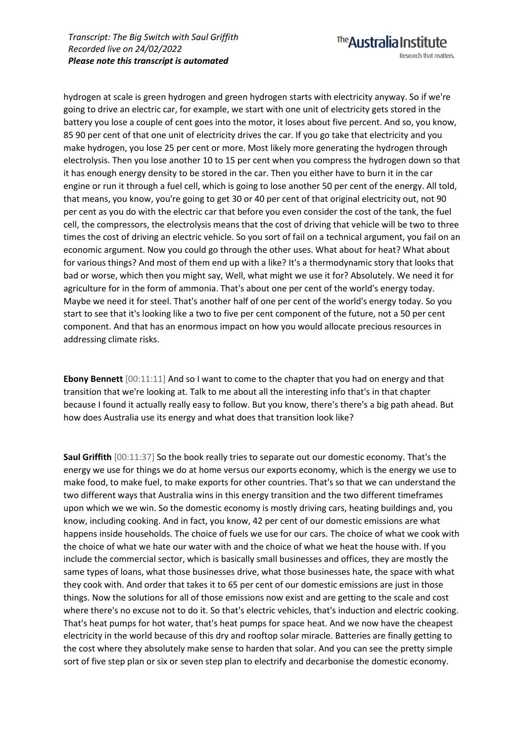hydrogen at scale is green hydrogen and green hydrogen starts with electricity anyway. So if we're going to drive an electric car, for example, we start with one unit of electricity gets stored in the battery you lose a couple of cent goes into the motor, it loses about five percent. And so, you know, 85 90 per cent of that one unit of electricity drives the car. If you go take that electricity and you make hydrogen, you lose 25 per cent or more. Most likely more generating the hydrogen through electrolysis. Then you lose another 10 to 15 per cent when you compress the hydrogen down so that it has enough energy density to be stored in the car. Then you either have to burn it in the car engine or run it through a fuel cell, which is going to lose another 50 per cent of the energy. All told, that means, you know, you're going to get 30 or 40 per cent of that original electricity out, not 90 per cent as you do with the electric car that before you even consider the cost of the tank, the fuel cell, the compressors, the electrolysis means that the cost of driving that vehicle will be two to three times the cost of driving an electric vehicle. So you sort of fail on a technical argument, you fail on an economic argument. Now you could go through the other uses. What about for heat? What about for various things? And most of them end up with a like? It's a thermodynamic story that looks that bad or worse, which then you might say, Well, what might we use it for? Absolutely. We need it for agriculture for in the form of ammonia. That's about one per cent of the world's energy today. Maybe we need it for steel. That's another half of one per cent of the world's energy today. So you start to see that it's looking like a two to five per cent component of the future, not a 50 per cent component. And that has an enormous impact on how you would allocate precious resources in addressing climate risks.

**Ebony Bennett** [00:11:11] And so I want to come to the chapter that you had on energy and that transition that we're looking at. Talk to me about all the interesting info that's in that chapter because I found it actually really easy to follow. But you know, there's there's a big path ahead. But how does Australia use its energy and what does that transition look like?

**Saul Griffith** [00:11:37] So the book really tries to separate out our domestic economy. That's the energy we use for things we do at home versus our exports economy, which is the energy we use to make food, to make fuel, to make exports for other countries. That's so that we can understand the two different ways that Australia wins in this energy transition and the two different timeframes upon which we we win. So the domestic economy is mostly driving cars, heating buildings and, you know, including cooking. And in fact, you know, 42 per cent of our domestic emissions are what happens inside households. The choice of fuels we use for our cars. The choice of what we cook with the choice of what we hate our water with and the choice of what we heat the house with. If you include the commercial sector, which is basically small businesses and offices, they are mostly the same types of loans, what those businesses drive, what those businesses hate, the space with what they cook with. And order that takes it to 65 per cent of our domestic emissions are just in those things. Now the solutions for all of those emissions now exist and are getting to the scale and cost where there's no excuse not to do it. So that's electric vehicles, that's induction and electric cooking. That's heat pumps for hot water, that's heat pumps for space heat. And we now have the cheapest electricity in the world because of this dry and rooftop solar miracle. Batteries are finally getting to the cost where they absolutely make sense to harden that solar. And you can see the pretty simple sort of five step plan or six or seven step plan to electrify and decarbonise the domestic economy.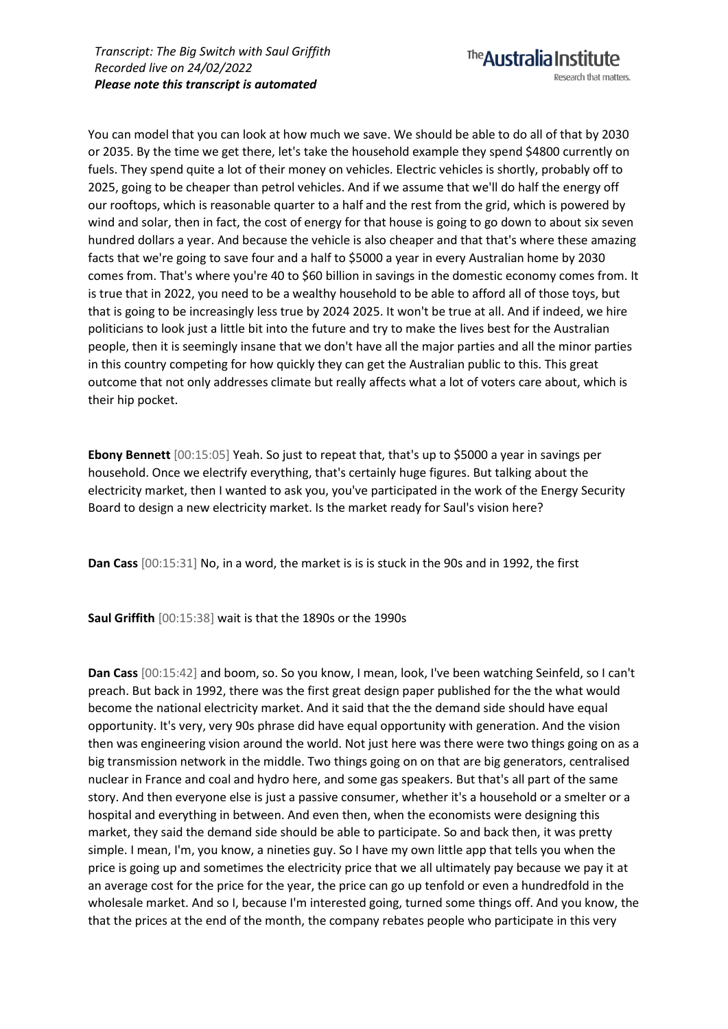You can model that you can look at how much we save. We should be able to do all of that by 2030 or 2035. By the time we get there, let's take the household example they spend $4800 currently on fuels. They spend quite a lot of their money on vehicles. Electric vehicles is shortly, probably off to 2025, going to be cheaper than petrol vehicles. And if we assume that we'll do half the energy off our rooftops, which is reasonable quarter to a half and the rest from the grid, which is powered by wind and solar, then in fact, the cost of energy for that house is going to go down to about six seven hundred dollars a year. And because the vehicle is also cheaper and that that's where these amazing facts that we're going to save four and a half to $5000 a year in every Australian home by 2030 comes from. That's where you're 40 to $60 billion in savings in the domestic economy comes from. It is true that in 2022, you need to be a wealthy household to be able to afford all of those toys, but that is going to be increasingly less true by 2024 2025. It won't be true at all. And if indeed, we hire politicians to look just a little bit into the future and try to make the lives best for the Australian people, then it is seemingly insane that we don't have all the major parties and all the minor parties in this country competing for how quickly they can get the Australian public to this. This great outcome that not only addresses climate but really affects what a lot of voters care about, which is their hip pocket.

**Ebony Bennett** [00:15:05] Yeah. So just to repeat that, that's up to $5000 a year in savings per household. Once we electrify everything, that's certainly huge figures. But talking about the electricity market, then I wanted to ask you, you've participated in the work of the Energy Security Board to design a new electricity market. Is the market ready for Saul's vision here?

**Dan Cass** [00:15:31] No, in a word, the market is is is stuck in the 90s and in 1992, the first

**Saul Griffith** [00:15:38] wait is that the 1890s or the 1990s

**Dan Cass** [00:15:42] and boom, so. So you know, I mean, look, I've been watching Seinfeld, so I can't preach. But back in 1992, there was the first great design paper published for the the what would become the national electricity market. And it said that the the demand side should have equal opportunity. It's very, very 90s phrase did have equal opportunity with generation. And the vision then was engineering vision around the world. Not just here was there were two things going on as a big transmission network in the middle. Two things going on on that are big generators, centralised nuclear in France and coal and hydro here, and some gas speakers. But that's all part of the same story. And then everyone else is just a passive consumer, whether it's a household or a smelter or a hospital and everything in between. And even then, when the economists were designing this market, they said the demand side should be able to participate. So and back then, it was pretty simple. I mean, I'm, you know, a nineties guy. So I have my own little app that tells you when the price is going up and sometimes the electricity price that we all ultimately pay because we pay it at an average cost for the price for the year, the price can go up tenfold or even a hundredfold in the wholesale market. And so I, because I'm interested going, turned some things off. And you know, the that the prices at the end of the month, the company rebates people who participate in this very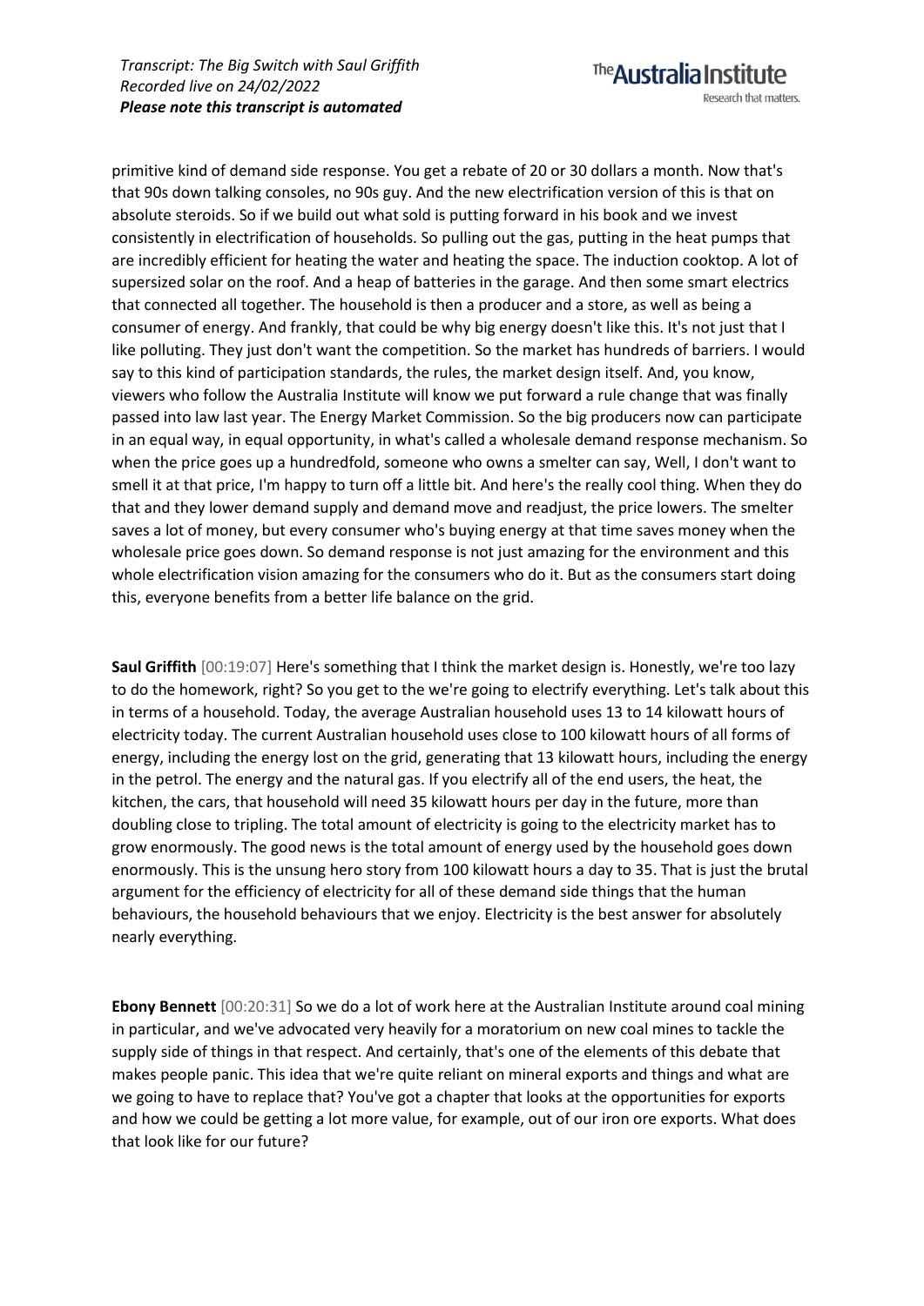primitive kind of demand side response. You get a rebate of 20 or 30 dollars a month. Now that's that 90s down talking consoles, no 90s guy. And the new electrification version of this is that on absolute steroids. So if we build out what sold is putting forward in his book and we invest consistently in electrification of households. So pulling out the gas, putting in the heat pumps that are incredibly efficient for heating the water and heating the space. The induction cooktop. A lot of supersized solar on the roof. And a heap of batteries in the garage. And then some smart electrics that connected all together. The household is then a producer and a store, as well as being a consumer of energy. And frankly, that could be why big energy doesn't like this. It's not just that I like polluting. They just don't want the competition. So the market has hundreds of barriers. I would say to this kind of participation standards, the rules, the market design itself. And, you know, viewers who follow the Australia Institute will know we put forward a rule change that was finally passed into law last year. The Energy Market Commission. So the big producers now can participate in an equal way, in equal opportunity, in what's called a wholesale demand response mechanism. So when the price goes up a hundredfold, someone who owns a smelter can say, Well, I don't want to smell it at that price, I'm happy to turn off a little bit. And here's the really cool thing. When they do that and they lower demand supply and demand move and readjust, the price lowers. The smelter saves a lot of money, but every consumer who's buying energy at that time saves money when the wholesale price goes down. So demand response is not just amazing for the environment and this whole electrification vision amazing for the consumers who do it. But as the consumers start doing this, everyone benefits from a better life balance on the grid.

**Saul Griffith** [00:19:07] Here's something that I think the market design is. Honestly, we're too lazy to do the homework, right? So you get to the we're going to electrify everything. Let's talk about this in terms of a household. Today, the average Australian household uses 13 to 14 kilowatt hours of electricity today. The current Australian household uses close to 100 kilowatt hours of all forms of energy, including the energy lost on the grid, generating that 13 kilowatt hours, including the energy in the petrol. The energy and the natural gas. If you electrify all of the end users, the heat, the kitchen, the cars, that household will need 35 kilowatt hours per day in the future, more than doubling close to tripling. The total amount of electricity is going to the electricity market has to grow enormously. The good news is the total amount of energy used by the household goes down enormously. This is the unsung hero story from 100 kilowatt hours a day to 35. That is just the brutal argument for the efficiency of electricity for all of these demand side things that the human behaviours, the household behaviours that we enjoy. Electricity is the best answer for absolutely nearly everything.

**Ebony Bennett** [00:20:31] So we do a lot of work here at the Australian Institute around coal mining in particular, and we've advocated very heavily for a moratorium on new coal mines to tackle the supply side of things in that respect. And certainly, that's one of the elements of this debate that makes people panic. This idea that we're quite reliant on mineral exports and things and what are we going to have to replace that? You've got a chapter that looks at the opportunities for exports and how we could be getting a lot more value, for example, out of our iron ore exports. What does that look like for our future?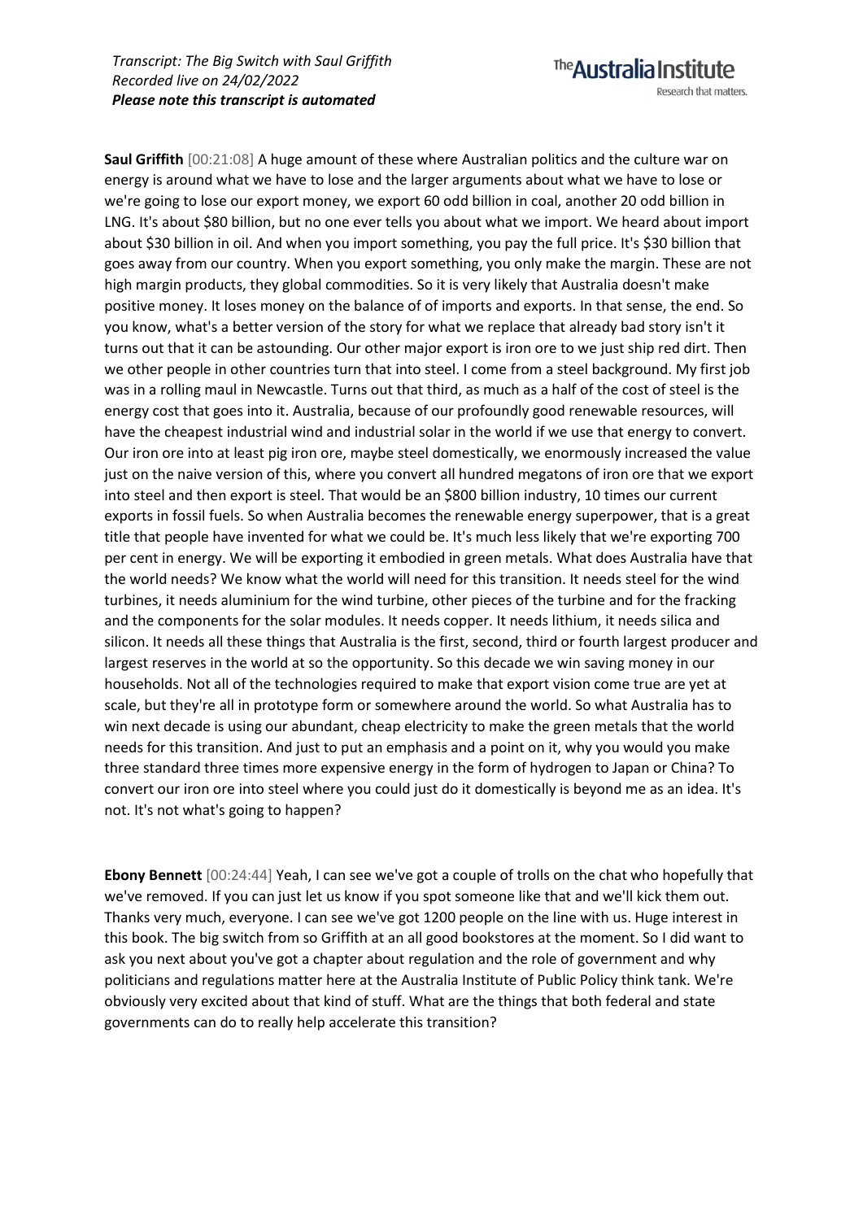**Saul Griffith** [00:21:08] A huge amount of these where Australian politics and the culture war on energy is around what we have to lose and the larger arguments about what we have to lose or we're going to lose our export money, we export 60 odd billion in coal, another 20 odd billion in LNG. It's about $80 billion, but no one ever tells you about what we import. We heard about import about $30 billion in oil. And when you import something, you pay the full price. It's $30 billion that goes away from our country. When you export something, you only make the margin. These are not high margin products, they global commodities. So it is very likely that Australia doesn't make positive money. It loses money on the balance of of imports and exports. In that sense, the end. So you know, what's a better version of the story for what we replace that already bad story isn't it turns out that it can be astounding. Our other major export is iron ore to we just ship red dirt. Then we other people in other countries turn that into steel. I come from a steel background. My first job was in a rolling maul in Newcastle. Turns out that third, as much as a half of the cost of steel is the energy cost that goes into it. Australia, because of our profoundly good renewable resources, will have the cheapest industrial wind and industrial solar in the world if we use that energy to convert. Our iron ore into at least pig iron ore, maybe steel domestically, we enormously increased the value just on the naive version of this, where you convert all hundred megatons of iron ore that we export into steel and then export is steel. That would be an $800 billion industry, 10 times our current exports in fossil fuels. So when Australia becomes the renewable energy superpower, that is a great title that people have invented for what we could be. It's much less likely that we're exporting 700 per cent in energy. We will be exporting it embodied in green metals. What does Australia have that the world needs? We know what the world will need for this transition. It needs steel for the wind turbines, it needs aluminium for the wind turbine, other pieces of the turbine and for the fracking and the components for the solar modules. It needs copper. It needs lithium, it needs silica and silicon. It needs all these things that Australia is the first, second, third or fourth largest producer and largest reserves in the world at so the opportunity. So this decade we win saving money in our households. Not all of the technologies required to make that export vision come true are yet at scale, but they're all in prototype form or somewhere around the world. So what Australia has to win next decade is using our abundant, cheap electricity to make the green metals that the world needs for this transition. And just to put an emphasis and a point on it, why you would you make three standard three times more expensive energy in the form of hydrogen to Japan or China? To convert our iron ore into steel where you could just do it domestically is beyond me as an idea. It's not. It's not what's going to happen?

**Ebony Bennett** [00:24:44] Yeah, I can see we've got a couple of trolls on the chat who hopefully that we've removed. If you can just let us know if you spot someone like that and we'll kick them out. Thanks very much, everyone. I can see we've got 1200 people on the line with us. Huge interest in this book. The big switch from so Griffith at an all good bookstores at the moment. So I did want to ask you next about you've got a chapter about regulation and the role of government and why politicians and regulations matter here at the Australia Institute of Public Policy think tank. We're obviously very excited about that kind of stuff. What are the things that both federal and state governments can do to really help accelerate this transition?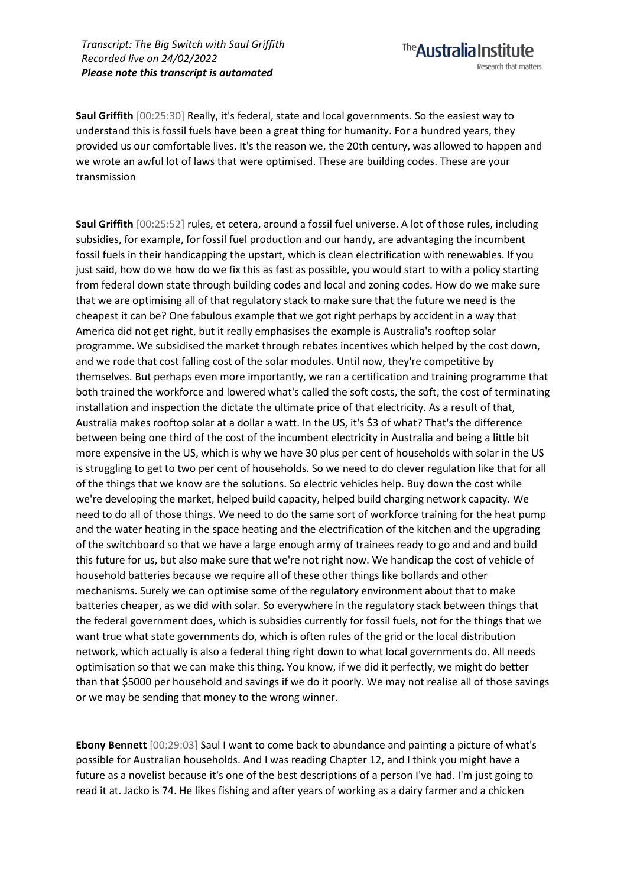**Saul Griffith** [00:25:30] Really, it's federal, state and local governments. So the easiest way to understand this is fossil fuels have been a great thing for humanity. For a hundred years, they provided us our comfortable lives. It's the reason we, the 20th century, was allowed to happen and we wrote an awful lot of laws that were optimised. These are building codes. These are your transmission

**Saul Griffith** [00:25:52] rules, et cetera, around a fossil fuel universe. A lot of those rules, including subsidies, for example, for fossil fuel production and our handy, are advantaging the incumbent fossil fuels in their handicapping the upstart, which is clean electrification with renewables. If you just said, how do we how do we fix this as fast as possible, you would start to with a policy starting from federal down state through building codes and local and zoning codes. How do we make sure that we are optimising all of that regulatory stack to make sure that the future we need is the cheapest it can be? One fabulous example that we got right perhaps by accident in a way that America did not get right, but it really emphasises the example is Australia's rooftop solar programme. We subsidised the market through rebates incentives which helped by the cost down, and we rode that cost falling cost of the solar modules. Until now, they're competitive by themselves. But perhaps even more importantly, we ran a certification and training programme that both trained the workforce and lowered what's called the soft costs, the soft, the cost of terminating installation and inspection the dictate the ultimate price of that electricity. As a result of that, Australia makes rooftop solar at a dollar a watt. In the US, it's $3 of what? That's the difference between being one third of the cost of the incumbent electricity in Australia and being a little bit more expensive in the US, which is why we have 30 plus per cent of households with solar in the US is struggling to get to two per cent of households. So we need to do clever regulation like that for all of the things that we know are the solutions. So electric vehicles help. Buy down the cost while we're developing the market, helped build capacity, helped build charging network capacity. We need to do all of those things. We need to do the same sort of workforce training for the heat pump and the water heating in the space heating and the electrification of the kitchen and the upgrading of the switchboard so that we have a large enough army of trainees ready to go and and and build this future for us, but also make sure that we're not right now. We handicap the cost of vehicle of household batteries because we require all of these other things like bollards and other mechanisms. Surely we can optimise some of the regulatory environment about that to make batteries cheaper, as we did with solar. So everywhere in the regulatory stack between things that the federal government does, which is subsidies currently for fossil fuels, not for the things that we want true what state governments do, which is often rules of the grid or the local distribution network, which actually is also a federal thing right down to what local governments do. All needs optimisation so that we can make this thing. You know, if we did it perfectly, we might do better than that $5000 per household and savings if we do it poorly. We may not realise all of those savings or we may be sending that money to the wrong winner.

**Ebony Bennett** [00:29:03] Saul I want to come back to abundance and painting a picture of what's possible for Australian households. And I was reading Chapter 12, and I think you might have a future as a novelist because it's one of the best descriptions of a person I've had. I'm just going to read it at. Jacko is 74. He likes fishing and after years of working as a dairy farmer and a chicken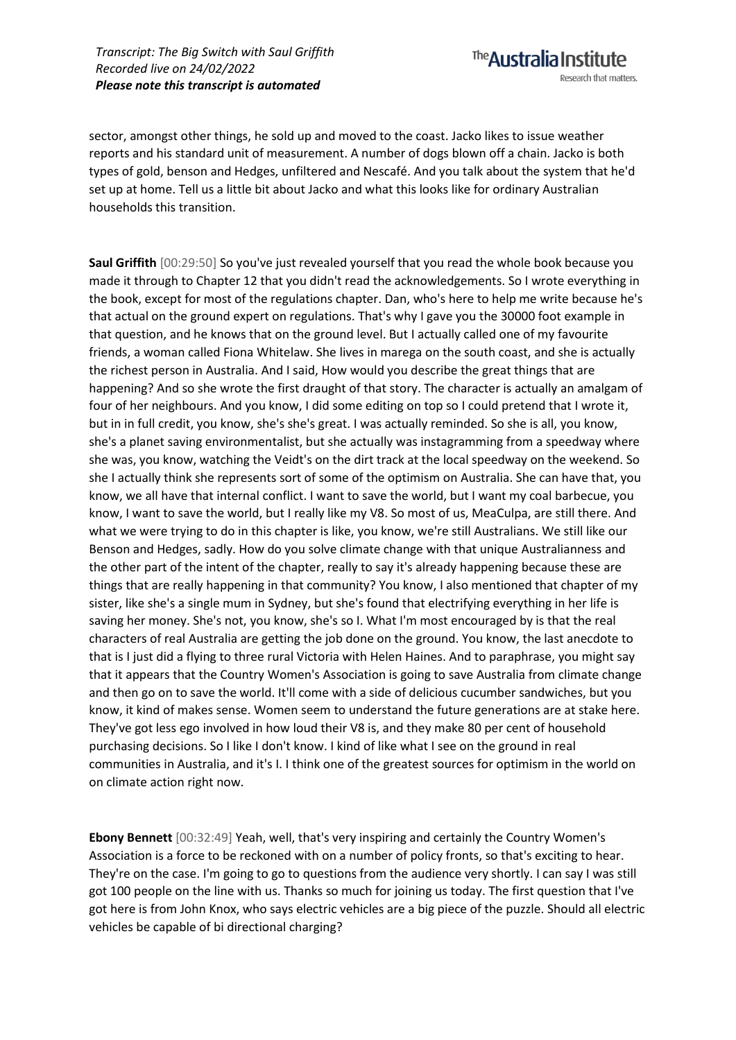sector, amongst other things, he sold up and moved to the coast. Jacko likes to issue weather reports and his standard unit of measurement. A number of dogs blown off a chain. Jacko is both types of gold, benson and Hedges, unfiltered and Nescafé. And you talk about the system that he'd set up at home. Tell us a little bit about Jacko and what this looks like for ordinary Australian households this transition.

**Saul Griffith** [00:29:50] So you've just revealed yourself that you read the whole book because you made it through to Chapter 12 that you didn't read the acknowledgements. So I wrote everything in the book, except for most of the regulations chapter. Dan, who's here to help me write because he's that actual on the ground expert on regulations. That's why I gave you the 30000 foot example in that question, and he knows that on the ground level. But I actually called one of my favourite friends, a woman called Fiona Whitelaw. She lives in marega on the south coast, and she is actually the richest person in Australia. And I said, How would you describe the great things that are happening? And so she wrote the first draught of that story. The character is actually an amalgam of four of her neighbours. And you know, I did some editing on top so I could pretend that I wrote it, but in in full credit, you know, she's she's great. I was actually reminded. So she is all, you know, she's a planet saving environmentalist, but she actually was instagramming from a speedway where she was, you know, watching the Veidt's on the dirt track at the local speedway on the weekend. So she I actually think she represents sort of some of the optimism on Australia. She can have that, you know, we all have that internal conflict. I want to save the world, but I want my coal barbecue, you know, I want to save the world, but I really like my V8. So most of us, MeaCulpa, are still there. And what we were trying to do in this chapter is like, you know, we're still Australians. We still like our Benson and Hedges, sadly. How do you solve climate change with that unique Australianness and the other part of the intent of the chapter, really to say it's already happening because these are things that are really happening in that community? You know, I also mentioned that chapter of my sister, like she's a single mum in Sydney, but she's found that electrifying everything in her life is saving her money. She's not, you know, she's so I. What I'm most encouraged by is that the real characters of real Australia are getting the job done on the ground. You know, the last anecdote to that is I just did a flying to three rural Victoria with Helen Haines. And to paraphrase, you might say that it appears that the Country Women's Association is going to save Australia from climate change and then go on to save the world. It'll come with a side of delicious cucumber sandwiches, but you know, it kind of makes sense. Women seem to understand the future generations are at stake here. They've got less ego involved in how loud their V8 is, and they make 80 per cent of household purchasing decisions. So I like I don't know. I kind of like what I see on the ground in real communities in Australia, and it's I. I think one of the greatest sources for optimism in the world on on climate action right now.

**Ebony Bennett** [00:32:49] Yeah, well, that's very inspiring and certainly the Country Women's Association is a force to be reckoned with on a number of policy fronts, so that's exciting to hear. They're on the case. I'm going to go to questions from the audience very shortly. I can say I was still got 100 people on the line with us. Thanks so much for joining us today. The first question that I've got here is from John Knox, who says electric vehicles are a big piece of the puzzle. Should all electric vehicles be capable of bi directional charging?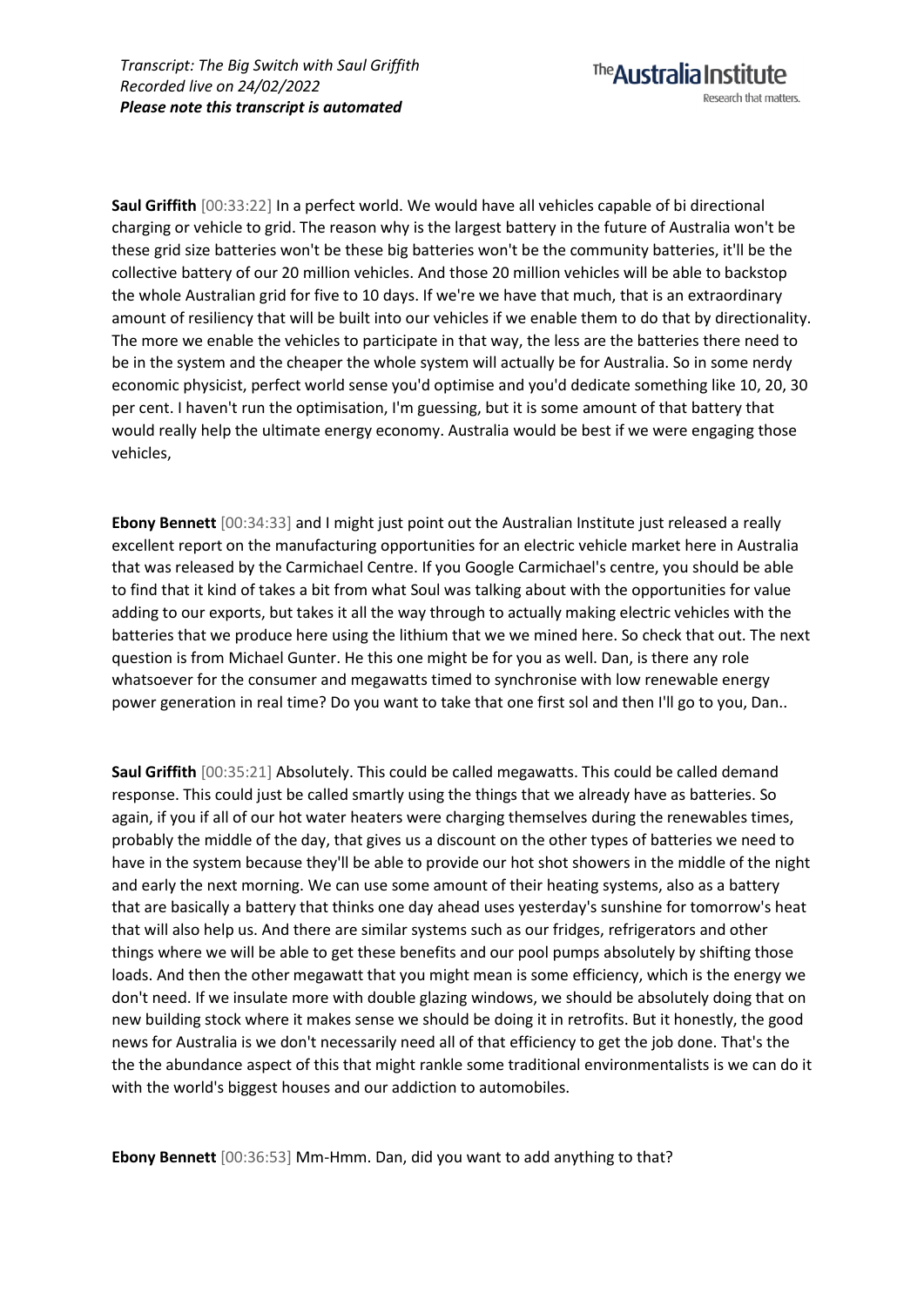**Saul Griffith** [00:33:22] In a perfect world. We would have all vehicles capable of bi directional charging or vehicle to grid. The reason why is the largest battery in the future of Australia won't be these grid size batteries won't be these big batteries won't be the community batteries, it'll be the collective battery of our 20 million vehicles. And those 20 million vehicles will be able to backstop the whole Australian grid for five to 10 days. If we're we have that much, that is an extraordinary amount of resiliency that will be built into our vehicles if we enable them to do that by directionality. The more we enable the vehicles to participate in that way, the less are the batteries there need to be in the system and the cheaper the whole system will actually be for Australia. So in some nerdy economic physicist, perfect world sense you'd optimise and you'd dedicate something like 10, 20, 30 per cent. I haven't run the optimisation, I'm guessing, but it is some amount of that battery that would really help the ultimate energy economy. Australia would be best if we were engaging those vehicles,

**Ebony Bennett** [00:34:33] and I might just point out the Australian Institute just released a really excellent report on the manufacturing opportunities for an electric vehicle market here in Australia that was released by the Carmichael Centre. If you Google Carmichael's centre, you should be able to find that it kind of takes a bit from what Soul was talking about with the opportunities for value adding to our exports, but takes it all the way through to actually making electric vehicles with the batteries that we produce here using the lithium that we we mined here. So check that out. The next question is from Michael Gunter. He this one might be for you as well. Dan, is there any role whatsoever for the consumer and megawatts timed to synchronise with low renewable energy power generation in real time? Do you want to take that one first sol and then I'll go to you, Dan..

**Saul Griffith** [00:35:21] Absolutely. This could be called megawatts. This could be called demand response. This could just be called smartly using the things that we already have as batteries. So again, if you if all of our hot water heaters were charging themselves during the renewables times, probably the middle of the day, that gives us a discount on the other types of batteries we need to have in the system because they'll be able to provide our hot shot showers in the middle of the night and early the next morning. We can use some amount of their heating systems, also as a battery that are basically a battery that thinks one day ahead uses yesterday's sunshine for tomorrow's heat that will also help us. And there are similar systems such as our fridges, refrigerators and other things where we will be able to get these benefits and our pool pumps absolutely by shifting those loads. And then the other megawatt that you might mean is some efficiency, which is the energy we don't need. If we insulate more with double glazing windows, we should be absolutely doing that on new building stock where it makes sense we should be doing it in retrofits. But it honestly, the good news for Australia is we don't necessarily need all of that efficiency to get the job done. That's the the the abundance aspect of this that might rankle some traditional environmentalists is we can do it with the world's biggest houses and our addiction to automobiles.

**Ebony Bennett** [00:36:53] Mm-Hmm. Dan, did you want to add anything to that?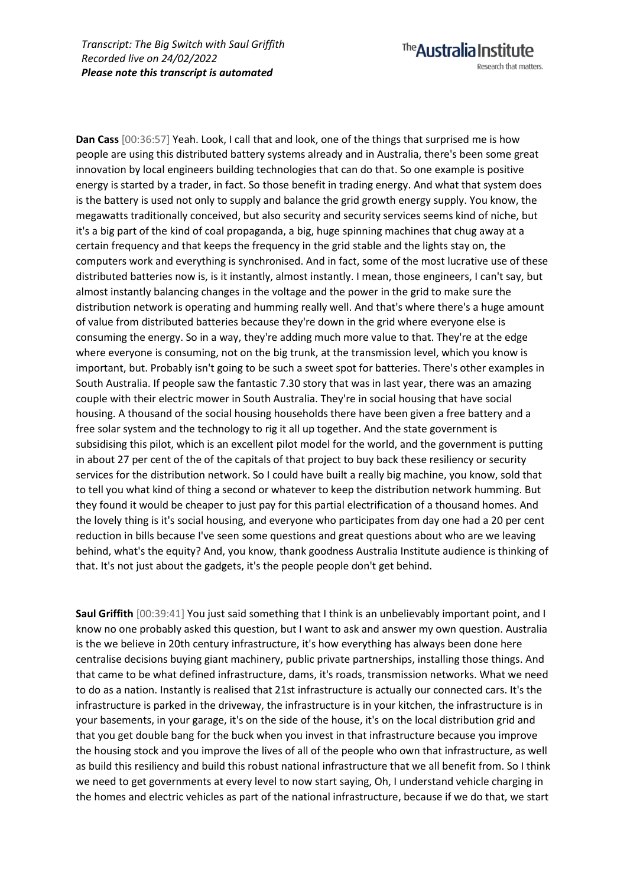**Dan Cass** [00:36:57] Yeah. Look, I call that and look, one of the things that surprised me is how people are using this distributed battery systems already and in Australia, there's been some great innovation by local engineers building technologies that can do that. So one example is positive energy is started by a trader, in fact. So those benefit in trading energy. And what that system does is the battery is used not only to supply and balance the grid growth energy supply. You know, the megawatts traditionally conceived, but also security and security services seems kind of niche, but it's a big part of the kind of coal propaganda, a big, huge spinning machines that chug away at a certain frequency and that keeps the frequency in the grid stable and the lights stay on, the computers work and everything is synchronised. And in fact, some of the most lucrative use of these distributed batteries now is, is it instantly, almost instantly. I mean, those engineers, I can't say, but almost instantly balancing changes in the voltage and the power in the grid to make sure the distribution network is operating and humming really well. And that's where there's a huge amount of value from distributed batteries because they're down in the grid where everyone else is consuming the energy. So in a way, they're adding much more value to that. They're at the edge where everyone is consuming, not on the big trunk, at the transmission level, which you know is important, but. Probably isn't going to be such a sweet spot for batteries. There's other examples in South Australia. If people saw the fantastic 7.30 story that was in last year, there was an amazing couple with their electric mower in South Australia. They're in social housing that have social housing. A thousand of the social housing households there have been given a free battery and a free solar system and the technology to rig it all up together. And the state government is subsidising this pilot, which is an excellent pilot model for the world, and the government is putting in about 27 per cent of the of the capitals of that project to buy back these resiliency or security services for the distribution network. So I could have built a really big machine, you know, sold that to tell you what kind of thing a second or whatever to keep the distribution network humming. But they found it would be cheaper to just pay for this partial electrification of a thousand homes. And the lovely thing is it's social housing, and everyone who participates from day one had a 20 per cent reduction in bills because I've seen some questions and great questions about who are we leaving behind, what's the equity? And, you know, thank goodness Australia Institute audience is thinking of that. It's not just about the gadgets, it's the people people don't get behind.

**Saul Griffith** [00:39:41] You just said something that I think is an unbelievably important point, and I know no one probably asked this question, but I want to ask and answer my own question. Australia is the we believe in 20th century infrastructure, it's how everything has always been done here centralise decisions buying giant machinery, public private partnerships, installing those things. And that came to be what defined infrastructure, dams, it's roads, transmission networks. What we need to do as a nation. Instantly is realised that 21st infrastructure is actually our connected cars. It's the infrastructure is parked in the driveway, the infrastructure is in your kitchen, the infrastructure is in your basements, in your garage, it's on the side of the house, it's on the local distribution grid and that you get double bang for the buck when you invest in that infrastructure because you improve the housing stock and you improve the lives of all of the people who own that infrastructure, as well as build this resiliency and build this robust national infrastructure that we all benefit from. So I think we need to get governments at every level to now start saying, Oh, I understand vehicle charging in the homes and electric vehicles as part of the national infrastructure, because if we do that, we start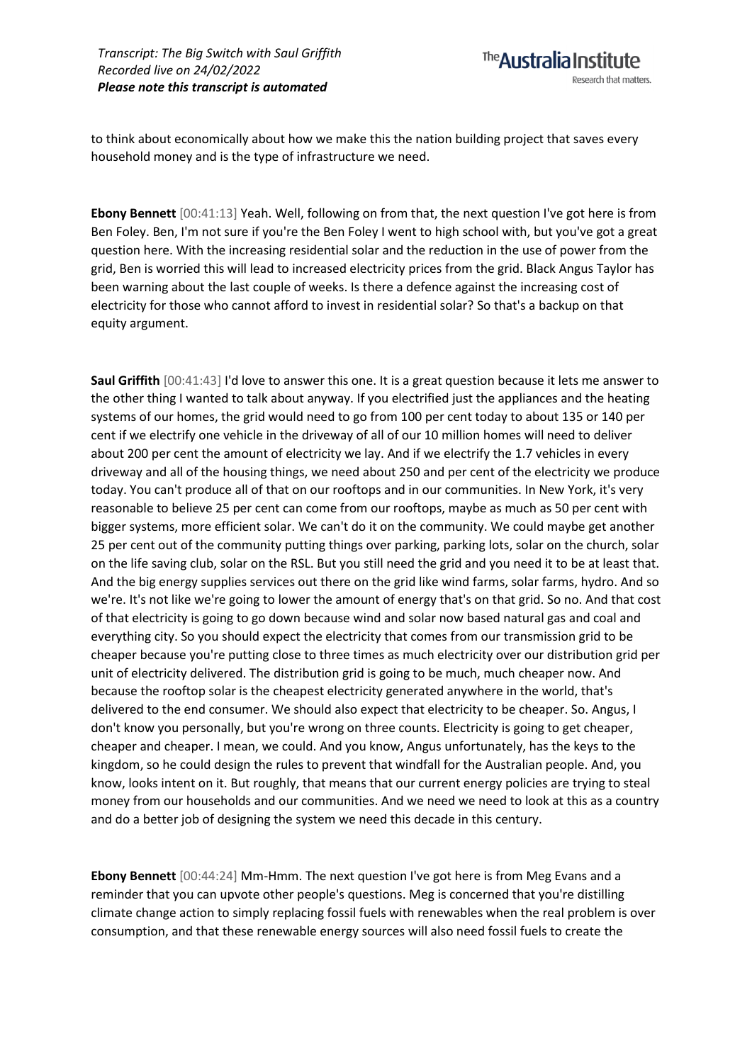to think about economically about how we make this the nation building project that saves every household money and is the type of infrastructure we need.

**Ebony Bennett** [00:41:13] Yeah. Well, following on from that, the next question I've got here is from Ben Foley. Ben, I'm not sure if you're the Ben Foley I went to high school with, but you've got a great question here. With the increasing residential solar and the reduction in the use of power from the grid, Ben is worried this will lead to increased electricity prices from the grid. Black Angus Taylor has been warning about the last couple of weeks. Is there a defence against the increasing cost of electricity for those who cannot afford to invest in residential solar? So that's a backup on that equity argument.

**Saul Griffith** [00:41:43] I'd love to answer this one. It is a great question because it lets me answer to the other thing I wanted to talk about anyway. If you electrified just the appliances and the heating systems of our homes, the grid would need to go from 100 per cent today to about 135 or 140 per cent if we electrify one vehicle in the driveway of all of our 10 million homes will need to deliver about 200 per cent the amount of electricity we lay. And if we electrify the 1.7 vehicles in every driveway and all of the housing things, we need about 250 and per cent of the electricity we produce today. You can't produce all of that on our rooftops and in our communities. In New York, it's very reasonable to believe 25 per cent can come from our rooftops, maybe as much as 50 per cent with bigger systems, more efficient solar. We can't do it on the community. We could maybe get another 25 per cent out of the community putting things over parking, parking lots, solar on the church, solar on the life saving club, solar on the RSL. But you still need the grid and you need it to be at least that. And the big energy supplies services out there on the grid like wind farms, solar farms, hydro. And so we're. It's not like we're going to lower the amount of energy that's on that grid. So no. And that cost of that electricity is going to go down because wind and solar now based natural gas and coal and everything city. So you should expect the electricity that comes from our transmission grid to be cheaper because you're putting close to three times as much electricity over our distribution grid per unit of electricity delivered. The distribution grid is going to be much, much cheaper now. And because the rooftop solar is the cheapest electricity generated anywhere in the world, that's delivered to the end consumer. We should also expect that electricity to be cheaper. So. Angus, I don't know you personally, but you're wrong on three counts. Electricity is going to get cheaper, cheaper and cheaper. I mean, we could. And you know, Angus unfortunately, has the keys to the kingdom, so he could design the rules to prevent that windfall for the Australian people. And, you know, looks intent on it. But roughly, that means that our current energy policies are trying to steal money from our households and our communities. And we need we need to look at this as a country and do a better job of designing the system we need this decade in this century.

**Ebony Bennett** [00:44:24] Mm-Hmm. The next question I've got here is from Meg Evans and a reminder that you can upvote other people's questions. Meg is concerned that you're distilling climate change action to simply replacing fossil fuels with renewables when the real problem is over consumption, and that these renewable energy sources will also need fossil fuels to create the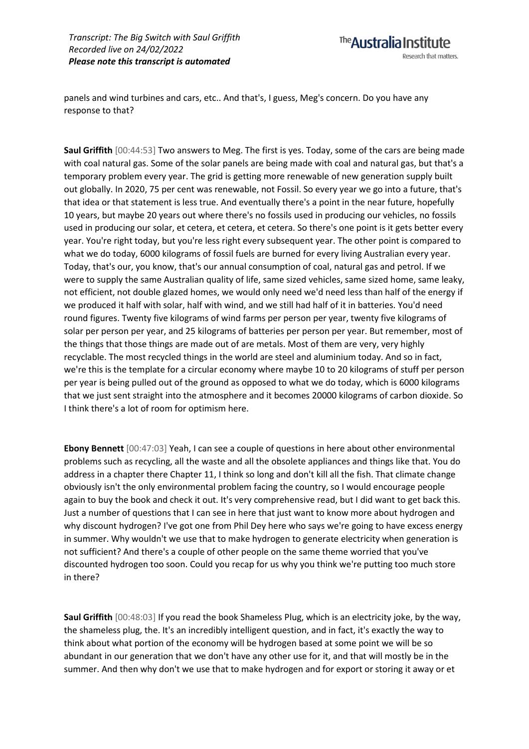panels and wind turbines and cars, etc.. And that's, I guess, Meg's concern. Do you have any response to that?

**Saul Griffith** [00:44:53] Two answers to Meg. The first is yes. Today, some of the cars are being made with coal natural gas. Some of the solar panels are being made with coal and natural gas, but that's a temporary problem every year. The grid is getting more renewable of new generation supply built out globally. In 2020, 75 per cent was renewable, not Fossil. So every year we go into a future, that's that idea or that statement is less true. And eventually there's a point in the near future, hopefully 10 years, but maybe 20 years out where there's no fossils used in producing our vehicles, no fossils used in producing our solar, et cetera, et cetera, et cetera. So there's one point is it gets better every year. You're right today, but you're less right every subsequent year. The other point is compared to what we do today, 6000 kilograms of fossil fuels are burned for every living Australian every year. Today, that's our, you know, that's our annual consumption of coal, natural gas and petrol. If we were to supply the same Australian quality of life, same sized vehicles, same sized home, same leaky, not efficient, not double glazed homes, we would only need we'd need less than half of the energy if we produced it half with solar, half with wind, and we still had half of it in batteries. You'd need round figures. Twenty five kilograms of wind farms per person per year, twenty five kilograms of solar per person per year, and 25 kilograms of batteries per person per year. But remember, most of the things that those things are made out of are metals. Most of them are very, very highly recyclable. The most recycled things in the world are steel and aluminium today. And so in fact, we're this is the template for a circular economy where maybe 10 to 20 kilograms of stuff per person per year is being pulled out of the ground as opposed to what we do today, which is 6000 kilograms that we just sent straight into the atmosphere and it becomes 20000 kilograms of carbon dioxide. So I think there's a lot of room for optimism here.

**Ebony Bennett** [00:47:03] Yeah, I can see a couple of questions in here about other environmental problems such as recycling, all the waste and all the obsolete appliances and things like that. You do address in a chapter there Chapter 11, I think so long and don't kill all the fish. That climate change obviously isn't the only environmental problem facing the country, so I would encourage people again to buy the book and check it out. It's very comprehensive read, but I did want to get back this. Just a number of questions that I can see in here that just want to know more about hydrogen and why discount hydrogen? I've got one from Phil Dey here who says we're going to have excess energy in summer. Why wouldn't we use that to make hydrogen to generate electricity when generation is not sufficient? And there's a couple of other people on the same theme worried that you've discounted hydrogen too soon. Could you recap for us why you think we're putting too much store in there?

**Saul Griffith** [00:48:03] If you read the book Shameless Plug, which is an electricity joke, by the way, the shameless plug, the. It's an incredibly intelligent question, and in fact, it's exactly the way to think about what portion of the economy will be hydrogen based at some point we will be so abundant in our generation that we don't have any other use for it, and that will mostly be in the summer. And then why don't we use that to make hydrogen and for export or storing it away or et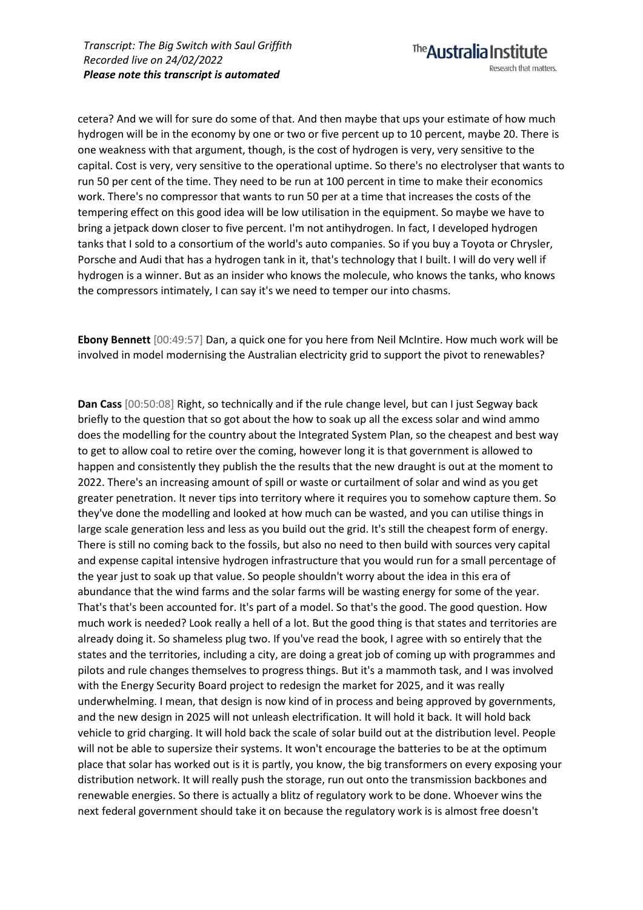cetera? And we will for sure do some of that. And then maybe that ups your estimate of how much hydrogen will be in the economy by one or two or five percent up to 10 percent, maybe 20. There is one weakness with that argument, though, is the cost of hydrogen is very, very sensitive to the capital. Cost is very, very sensitive to the operational uptime. So there's no electrolyser that wants to run 50 per cent of the time. They need to be run at 100 percent in time to make their economics work. There's no compressor that wants to run 50 per at a time that increases the costs of the tempering effect on this good idea will be low utilisation in the equipment. So maybe we have to bring a jetpack down closer to five percent. I'm not antihydrogen. In fact, I developed hydrogen tanks that I sold to a consortium of the world's auto companies. So if you buy a Toyota or Chrysler, Porsche and Audi that has a hydrogen tank in it, that's technology that I built. I will do very well if hydrogen is a winner. But as an insider who knows the molecule, who knows the tanks, who knows the compressors intimately, I can say it's we need to temper our into chasms.

**Ebony Bennett** [00:49:57] Dan, a quick one for you here from Neil McIntire. How much work will be involved in model modernising the Australian electricity grid to support the pivot to renewables?

**Dan Cass** [00:50:08] Right, so technically and if the rule change level, but can I just Segway back briefly to the question that so got about the how to soak up all the excess solar and wind ammo does the modelling for the country about the Integrated System Plan, so the cheapest and best way to get to allow coal to retire over the coming, however long it is that government is allowed to happen and consistently they publish the the results that the new draught is out at the moment to 2022. There's an increasing amount of spill or waste or curtailment of solar and wind as you get greater penetration. It never tips into territory where it requires you to somehow capture them. So they've done the modelling and looked at how much can be wasted, and you can utilise things in large scale generation less and less as you build out the grid. It's still the cheapest form of energy. There is still no coming back to the fossils, but also no need to then build with sources very capital and expense capital intensive hydrogen infrastructure that you would run for a small percentage of the year just to soak up that value. So people shouldn't worry about the idea in this era of abundance that the wind farms and the solar farms will be wasting energy for some of the year. That's that's been accounted for. It's part of a model. So that's the good. The good question. How much work is needed? Look really a hell of a lot. But the good thing is that states and territories are already doing it. So shameless plug two. If you've read the book, I agree with so entirely that the states and the territories, including a city, are doing a great job of coming up with programmes and pilots and rule changes themselves to progress things. But it's a mammoth task, and I was involved with the Energy Security Board project to redesign the market for 2025, and it was really underwhelming. I mean, that design is now kind of in process and being approved by governments, and the new design in 2025 will not unleash electrification. It will hold it back. It will hold back vehicle to grid charging. It will hold back the scale of solar build out at the distribution level. People will not be able to supersize their systems. It won't encourage the batteries to be at the optimum place that solar has worked out is it is partly, you know, the big transformers on every exposing your distribution network. It will really push the storage, run out onto the transmission backbones and renewable energies. So there is actually a blitz of regulatory work to be done. Whoever wins the next federal government should take it on because the regulatory work is is almost free doesn't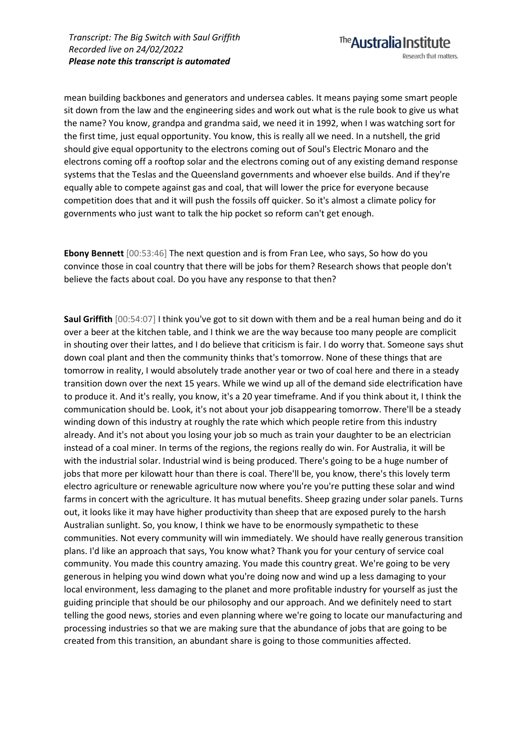mean building backbones and generators and undersea cables. It means paying some smart people sit down from the law and the engineering sides and work out what is the rule book to give us what the name? You know, grandpa and grandma said, we need it in 1992, when I was watching sort for the first time, just equal opportunity. You know, this is really all we need. In a nutshell, the grid should give equal opportunity to the electrons coming out of Soul's Electric Monaro and the electrons coming off a rooftop solar and the electrons coming out of any existing demand response systems that the Teslas and the Queensland governments and whoever else builds. And if they're equally able to compete against gas and coal, that will lower the price for everyone because competition does that and it will push the fossils off quicker. So it's almost a climate policy for governments who just want to talk the hip pocket so reform can't get enough.

**Ebony Bennett** [00:53:46] The next question and is from Fran Lee, who says, So how do you convince those in coal country that there will be jobs for them? Research shows that people don't believe the facts about coal. Do you have any response to that then?

**Saul Griffith** [00:54:07] I think you've got to sit down with them and be a real human being and do it over a beer at the kitchen table, and I think we are the way because too many people are complicit in shouting over their lattes, and I do believe that criticism is fair. I do worry that. Someone says shut down coal plant and then the community thinks that's tomorrow. None of these things that are tomorrow in reality, I would absolutely trade another year or two of coal here and there in a steady transition down over the next 15 years. While we wind up all of the demand side electrification have to produce it. And it's really, you know, it's a 20 year timeframe. And if you think about it, I think the communication should be. Look, it's not about your job disappearing tomorrow. There'll be a steady winding down of this industry at roughly the rate which which people retire from this industry already. And it's not about you losing your job so much as train your daughter to be an electrician instead of a coal miner. In terms of the regions, the regions really do win. For Australia, it will be with the industrial solar. Industrial wind is being produced. There's going to be a huge number of jobs that more per kilowatt hour than there is coal. There'll be, you know, there's this lovely term electro agriculture or renewable agriculture now where you're you're putting these solar and wind farms in concert with the agriculture. It has mutual benefits. Sheep grazing under solar panels. Turns out, it looks like it may have higher productivity than sheep that are exposed purely to the harsh Australian sunlight. So, you know, I think we have to be enormously sympathetic to these communities. Not every community will win immediately. We should have really generous transition plans. I'd like an approach that says, You know what? Thank you for your century of service coal community. You made this country amazing. You made this country great. We're going to be very generous in helping you wind down what you're doing now and wind up a less damaging to your local environment, less damaging to the planet and more profitable industry for yourself as just the guiding principle that should be our philosophy and our approach. And we definitely need to start telling the good news, stories and even planning where we're going to locate our manufacturing and processing industries so that we are making sure that the abundance of jobs that are going to be created from this transition, an abundant share is going to those communities affected.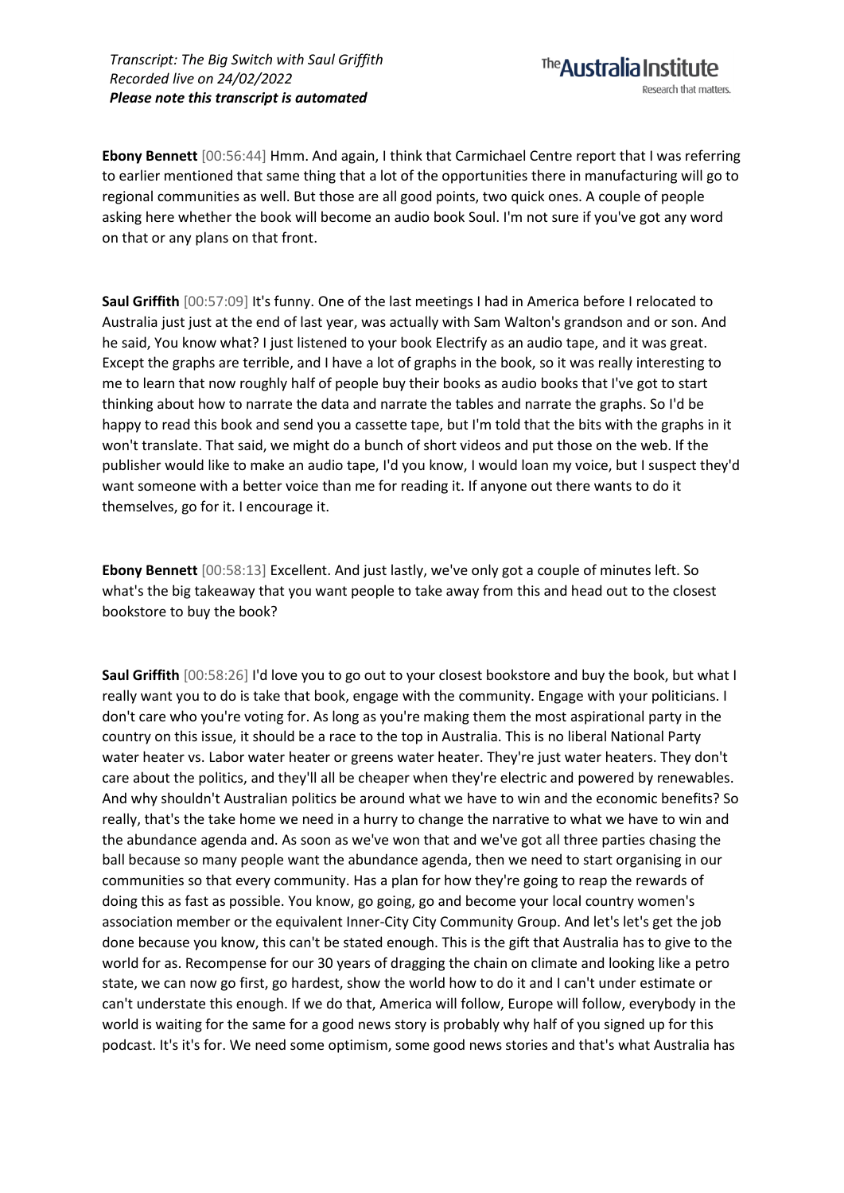**Ebony Bennett** [00:56:44] Hmm. And again, I think that Carmichael Centre report that I was referring to earlier mentioned that same thing that a lot of the opportunities there in manufacturing will go to regional communities as well. But those are all good points, two quick ones. A couple of people asking here whether the book will become an audio book Soul. I'm not sure if you've got any word on that or any plans on that front.

**Saul Griffith** [00:57:09] It's funny. One of the last meetings I had in America before I relocated to Australia just just at the end of last year, was actually with Sam Walton's grandson and or son. And he said, You know what? I just listened to your book Electrify as an audio tape, and it was great. Except the graphs are terrible, and I have a lot of graphs in the book, so it was really interesting to me to learn that now roughly half of people buy their books as audio books that I've got to start thinking about how to narrate the data and narrate the tables and narrate the graphs. So I'd be happy to read this book and send you a cassette tape, but I'm told that the bits with the graphs in it won't translate. That said, we might do a bunch of short videos and put those on the web. If the publisher would like to make an audio tape, I'd you know, I would loan my voice, but I suspect they'd want someone with a better voice than me for reading it. If anyone out there wants to do it themselves, go for it. I encourage it.

**Ebony Bennett** [00:58:13] Excellent. And just lastly, we've only got a couple of minutes left. So what's the big takeaway that you want people to take away from this and head out to the closest bookstore to buy the book?

**Saul Griffith** [00:58:26] I'd love you to go out to your closest bookstore and buy the book, but what I really want you to do is take that book, engage with the community. Engage with your politicians. I don't care who you're voting for. As long as you're making them the most aspirational party in the country on this issue, it should be a race to the top in Australia. This is no liberal National Party water heater vs. Labor water heater or greens water heater. They're just water heaters. They don't care about the politics, and they'll all be cheaper when they're electric and powered by renewables. And why shouldn't Australian politics be around what we have to win and the economic benefits? So really, that's the take home we need in a hurry to change the narrative to what we have to win and the abundance agenda and. As soon as we've won that and we've got all three parties chasing the ball because so many people want the abundance agenda, then we need to start organising in our communities so that every community. Has a plan for how they're going to reap the rewards of doing this as fast as possible. You know, go going, go and become your local country women's association member or the equivalent Inner-City City Community Group. And let's let's get the job done because you know, this can't be stated enough. This is the gift that Australia has to give to the world for as. Recompense for our 30 years of dragging the chain on climate and looking like a petro state, we can now go first, go hardest, show the world how to do it and I can't under estimate or can't understate this enough. If we do that, America will follow, Europe will follow, everybody in the world is waiting for the same for a good news story is probably why half of you signed up for this podcast. It's it's for. We need some optimism, some good news stories and that's what Australia has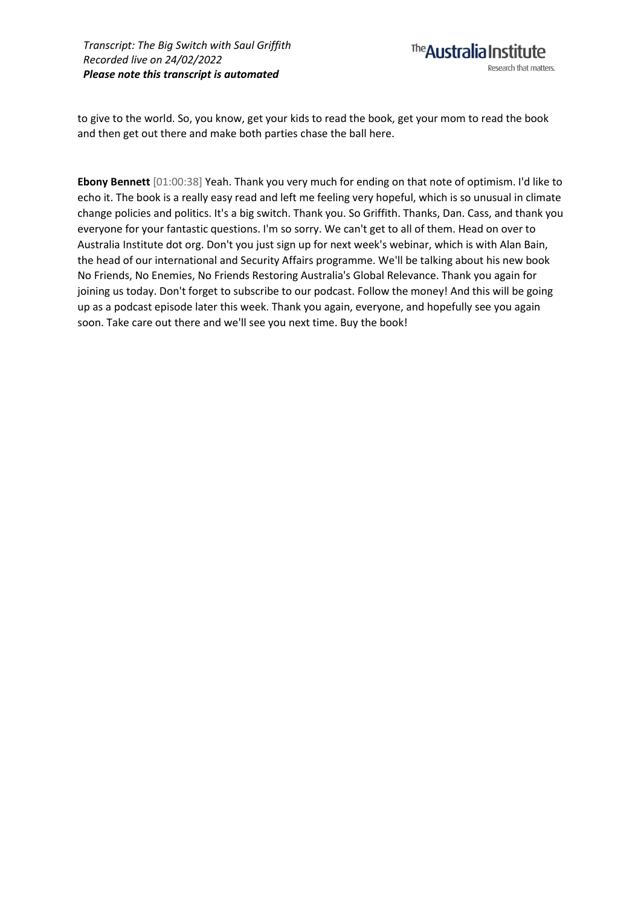to give to the world. So, you know, get your kids to read the book, get your mom to read the book and then get out there and make both parties chase the ball here.

**Ebony Bennett** [01:00:38] Yeah. Thank you very much for ending on that note of optimism. I'd like to echo it. The book is a really easy read and left me feeling very hopeful, which is so unusual in climate change policies and politics. It's a big switch. Thank you. So Griffith. Thanks, Dan. Cass, and thank you everyone for your fantastic questions. I'm so sorry. We can't get to all of them. Head on over to Australia Institute dot org. Don't you just sign up for next week's webinar, which is with Alan Bain, the head of our international and Security Affairs programme. We'll be talking about his new book No Friends, No Enemies, No Friends Restoring Australia's Global Relevance. Thank you again for joining us today. Don't forget to subscribe to our podcast. Follow the money! And this will be going up as a podcast episode later this week. Thank you again, everyone, and hopefully see you again soon. Take care out there and we'll see you next time. Buy the book!